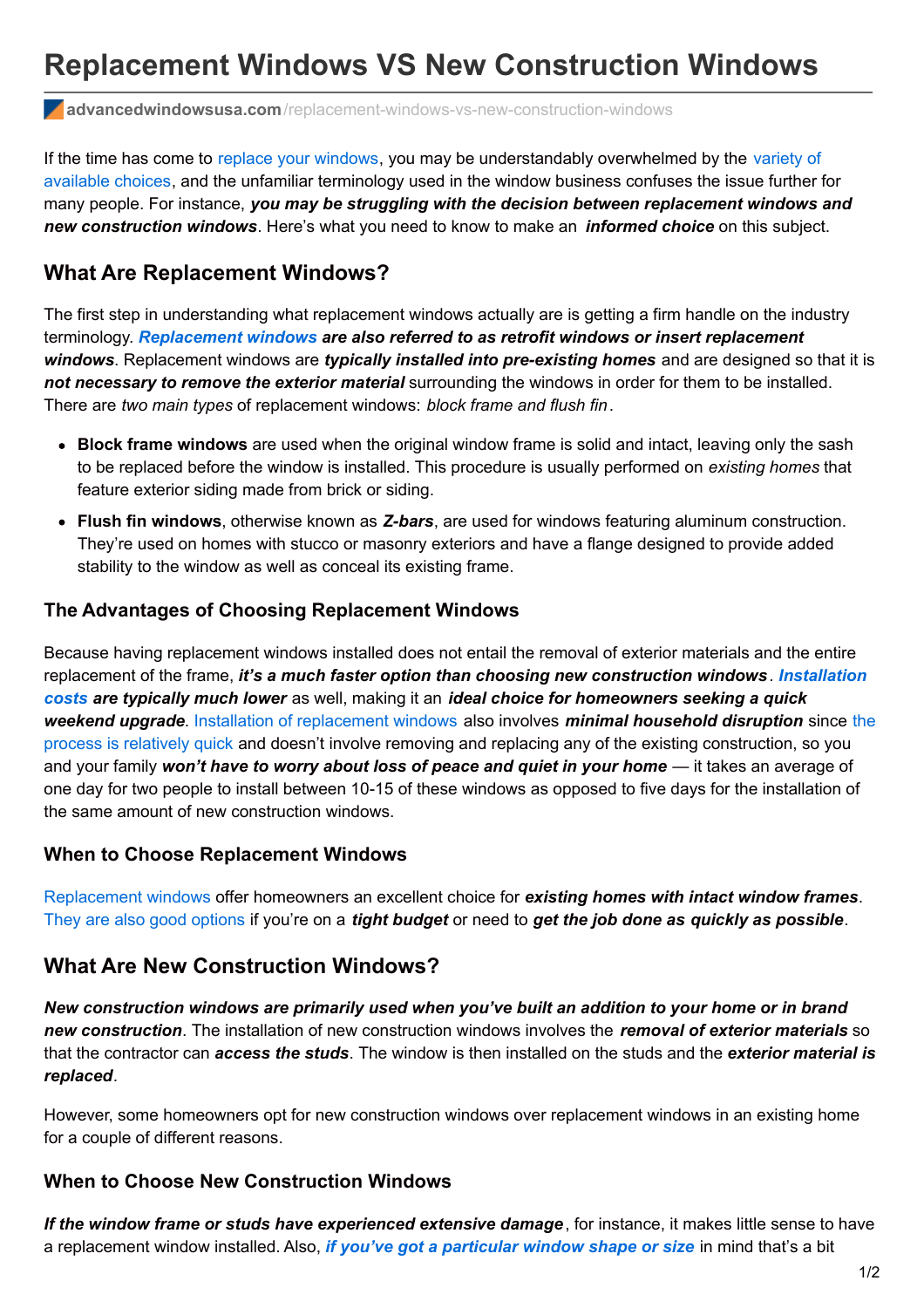# Replacement Windows VS New Construction Windows

**advancedwindowsusa.com**/replacement-windows-vs-new-construction-windows

If the time has come to replace your windows, you may be understandably overwhelmed by the variety of available choices, and the unfamiliar terminology used in the window business confuses the issue further for many people. For instance, ***you may be struggling with the decision between replacement windows and new construction windows***. Here's what you need to know to make an ***informed choice*** on this subject.

## What Are Replacement Windows?

The first step in understanding what replacement windows actually are is getting a firm handle on the industry terminology. ***Replacement windows are also referred to as retrofit windows or insert replacement windows***. Replacement windows are ***typically installed into pre-existing homes*** and are designed so that it is ***not necessary to remove the exterior material*** surrounding the windows in order for them to be installed. There are *two main types* of replacement windows: *block frame and flush fin*.

- **Block frame windows** are used when the original window frame is solid and intact, leaving only the sash to be replaced before the window is installed. This procedure is usually performed on *existing homes* that feature exterior siding made from brick or siding.
- **Flush fin windows**, otherwise known as ***Z-bars***, are used for windows featuring aluminum construction. They're used on homes with stucco or masonry exteriors and have a flange designed to provide added stability to the window as well as conceal its existing frame.

### The Advantages of Choosing Replacement Windows

Because having replacement windows installed does not entail the removal of exterior materials and the entire replacement of the frame, ***it's a much faster option than choosing new construction windows***. ***Installation costs are typically much lower*** as well, making it an ***ideal choice for homeowners seeking a quick weekend upgrade***. Installation of replacement windows also involves ***minimal household disruption*** since the process is relatively quick and doesn't involve removing and replacing any of the existing construction, so you and your family ***won't have to worry about loss of peace and quiet in your home*** — it takes an average of one day for two people to install between 10-15 of these windows as opposed to five days for the installation of the same amount of new construction windows.

### When to Choose Replacement Windows

Replacement windows offer homeowners an excellent choice for ***existing homes with intact window frames***. They are also good options if you're on a ***tight budget*** or need to ***get the job done as quickly as possible***.

## What Are New Construction Windows?

***New construction windows are primarily used when you've built an addition to your home or in brand new construction***. The installation of new construction windows involves the ***removal of exterior materials*** so that the contractor can ***access the studs***. The window is then installed on the studs and the ***exterior material is replaced***.

However, some homeowners opt for new construction windows over replacement windows in an existing home for a couple of different reasons.

### When to Choose New Construction Windows

***If the window frame or studs have experienced extensive damage***, for instance, it makes little sense to have a replacement window installed. Also, ***if you've got a particular window shape or size*** in mind that's a bit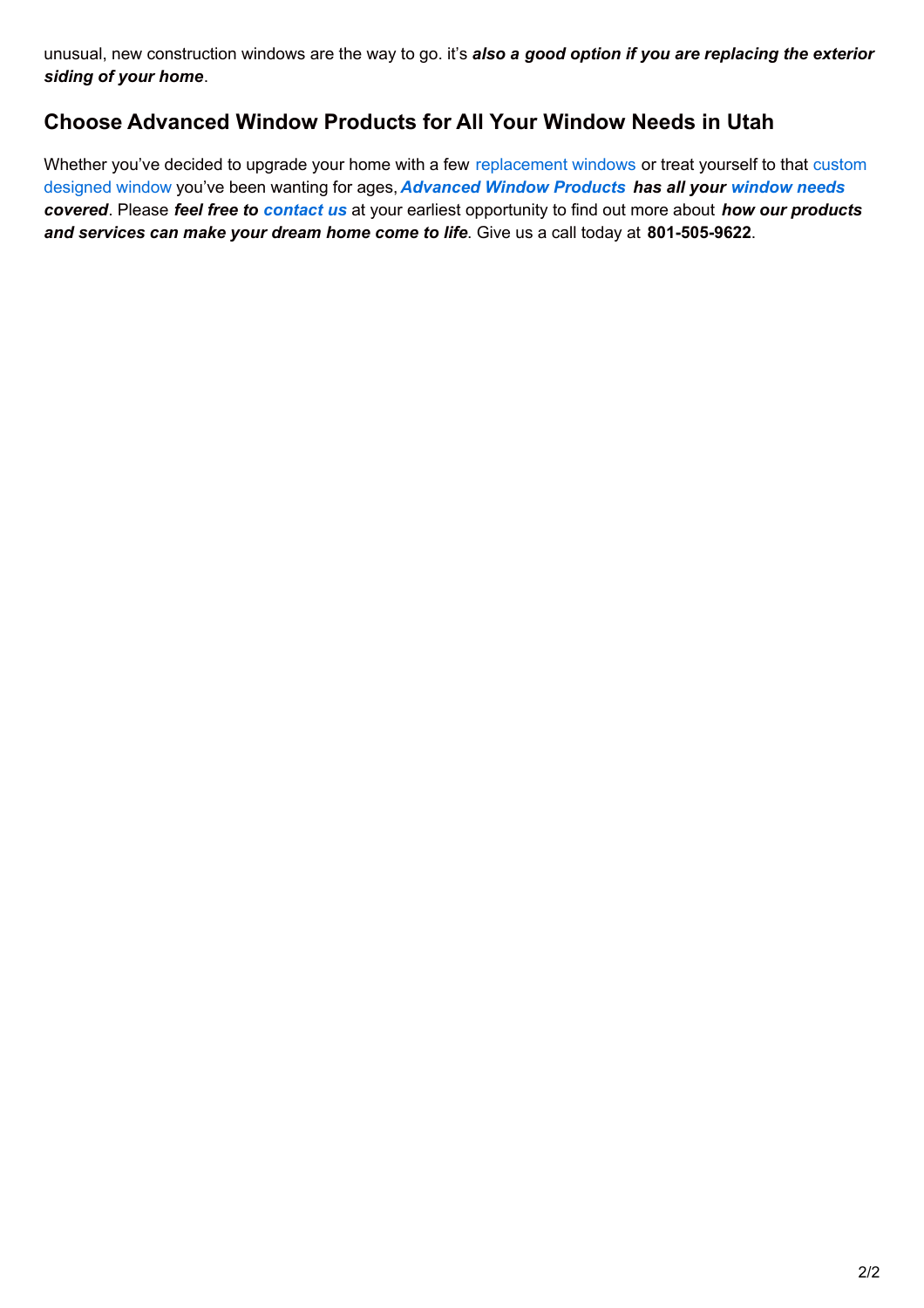unusual, new construction windows are the way to go. it's ***also a good option if you are replacing the exterior siding of your home***.

## Choose Advanced Window Products for All Your Window Needs in Utah

Whether you've decided to upgrade your home with a few replacement windows or treat yourself to that custom designed window you've been wanting for ages, ***Advanced Window Products has all your window needs covered***. Please ***feel free to contact us*** at your earliest opportunity to find out more about ***how our products and services can make your dream home come to life***. Give us a call today at **801-505-9622**.